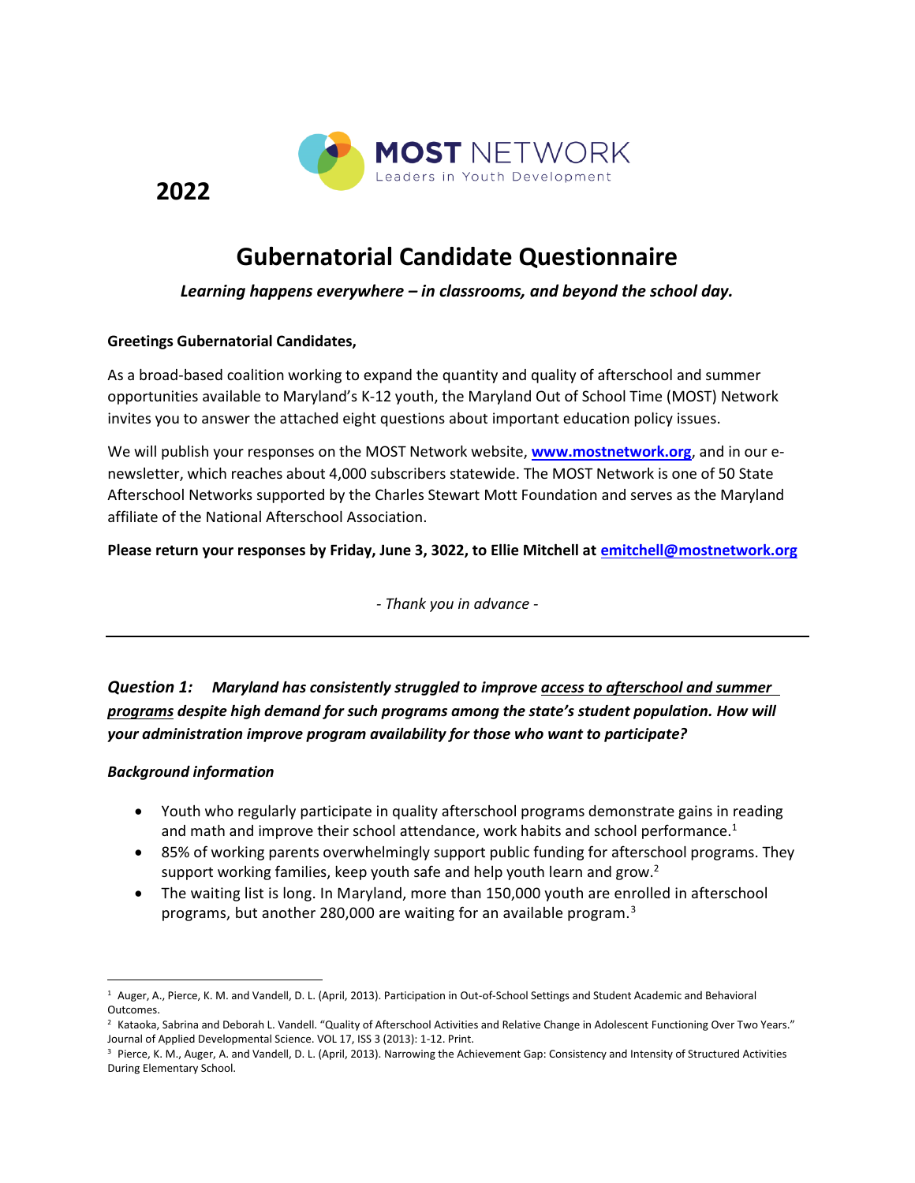MOST NETWORK
Leaders in Youth Development

**2022**

# Gubernatorial Candidate Questionnaire

***Learning happens everywhere – in classrooms, and beyond the school day.***

**Greetings Gubernatorial Candidates,**

As a broad-based coalition working to expand the quantity and quality of afterschool and summer opportunities available to Maryland's K-12 youth, the Maryland Out of School Time (MOST) Network invites you to answer the attached eight questions about important education policy issues.

We will publish your responses on the MOST Network website, **www.mostnetwork.org**, and in our e-newsletter, which reaches about 4,000 subscribers statewide. The MOST Network is one of 50 State Afterschool Networks supported by the Charles Stewart Mott Foundation and serves as the Maryland affiliate of the National Afterschool Association.

**Please return your responses by Friday, June 3, 2022, to Ellie Mitchell at emitchell@mostnetwork.org**

*- Thank you in advance -*

---

***Question 1: Maryland has consistently struggled to improve access to afterschool and summer programs despite high demand for such programs among the state's student population. How will your administration improve program availability for those who want to participate?***

***Background information***

- Youth who regularly participate in quality afterschool programs demonstrate gains in reading and math and improve their school attendance, work habits and school performance.[1]
- 85% of working parents overwhelmingly support public funding for afterschool programs. They support working families, keep youth safe and help youth learn and grow.[2]
- The waiting list is long. In Maryland, more than 150,000 youth are enrolled in afterschool programs, but another 280,000 are waiting for an available program.[3]

---

[1] Auger, A., Pierce, K. M. and Vandell, D. L. (April, 2013). Participation in Out-of-School Settings and Student Academic and Behavioral Outcomes.

[2] Kataoka, Sabrina and Deborah L. Vandell. "Quality of Afterschool Activities and Relative Change in Adolescent Functioning Over Two Years." Journal of Applied Developmental Science. VOL 17, ISS 3 (2013): 1-12. Print.

[3] Pierce, K. M., Auger, A. and Vandell, D. L. (April, 2013). Narrowing the Achievement Gap: Consistency and Intensity of Structured Activities During Elementary School.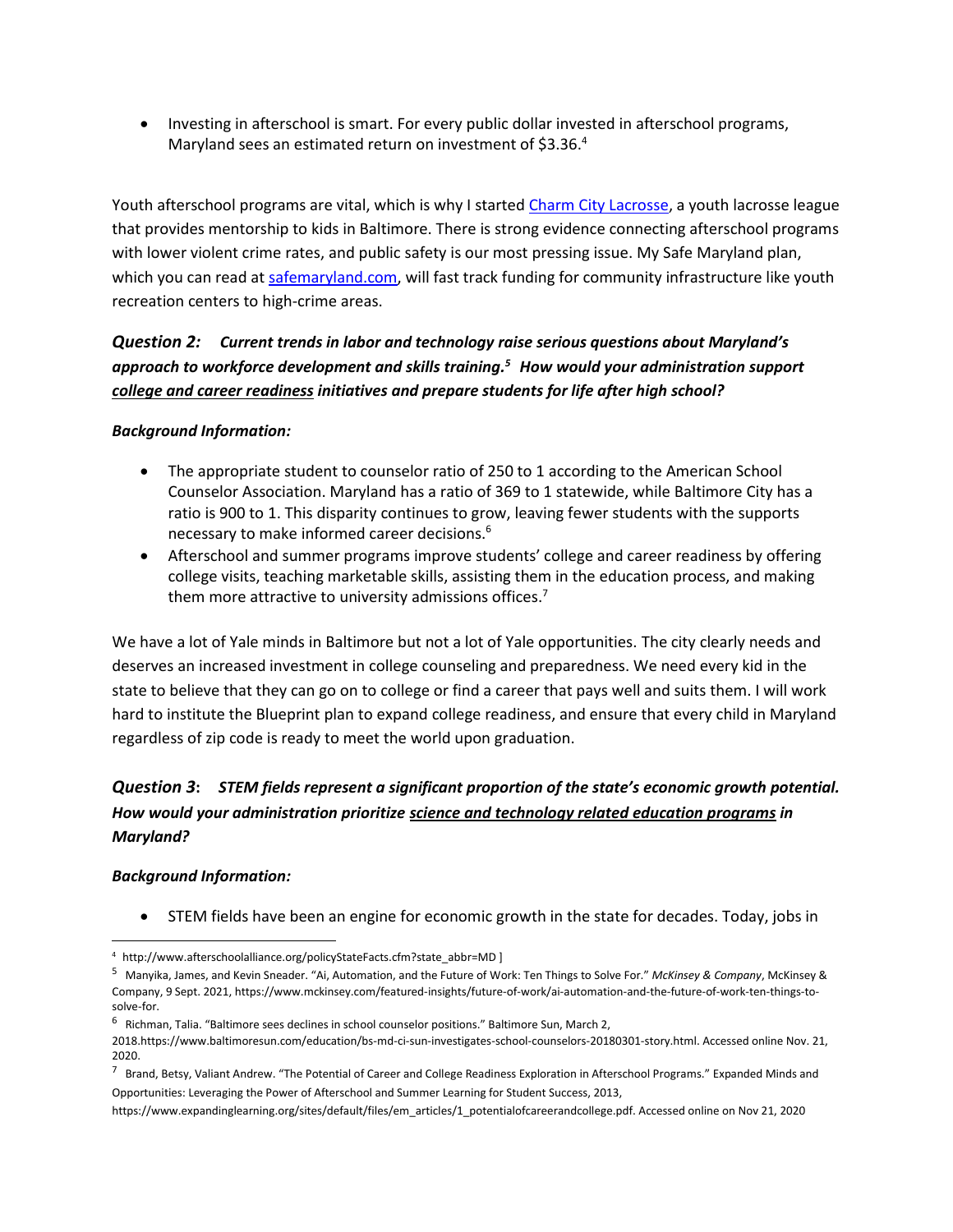- Investing in afterschool is smart. For every public dollar invested in afterschool programs, Maryland sees an estimated return on investment of $3.36.[4]

Youth afterschool programs are vital, which is why I started [Charm City Lacrosse](), a youth lacrosse league that provides mentorship to kids in Baltimore. There is strong evidence connecting afterschool programs with lower violent crime rates, and public safety is our most pressing issue. My Safe Maryland plan, which you can read at [safemaryland.com](), will fast track funding for community infrastructure like youth recreation centers to high-crime areas.

### *Question 2: Current trends in labor and technology raise serious questions about Maryland's approach to workforce development and skills training.[5] How would your administration support <u>college and career readiness</u> initiatives and prepare students for life after high school?*

***Background Information:***

- The appropriate student to counselor ratio of 250 to 1 according to the American School Counselor Association. Maryland has a ratio of 369 to 1 statewide, while Baltimore City has a ratio is 900 to 1. This disparity continues to grow, leaving fewer students with the supports necessary to make informed career decisions.[6]
- Afterschool and summer programs improve students' college and career readiness by offering college visits, teaching marketable skills, assisting them in the education process, and making them more attractive to university admissions offices.[7]

We have a lot of Yale minds in Baltimore but not a lot of Yale opportunities. The city clearly needs and deserves an increased investment in college counseling and preparedness. We need every kid in the state to believe that they can go on to college or find a career that pays well and suits them. I will work hard to institute the Blueprint plan to expand college readiness, and ensure that every child in Maryland regardless of zip code is ready to meet the world upon graduation.

### *Question 3: STEM fields represent a significant proportion of the state's economic growth potential. How would your administration prioritize <u>science and technology related education programs</u> in Maryland?*

***Background Information:***

- STEM fields have been an engine for economic growth in the state for decades. Today, jobs in

---

[4] http://www.afterschoolalliance.org/policyStateFacts.cfm?state_abbr=MD ]

[5] Manyika, James, and Kevin Sneader. "Ai, Automation, and the Future of Work: Ten Things to Solve For." *McKinsey & Company*, McKinsey & Company, 9 Sept. 2021, https://www.mckinsey.com/featured-insights/future-of-work/ai-automation-and-the-future-of-work-ten-things-to-solve-for.

[6] Richman, Talia. "Baltimore sees declines in school counselor positions." Baltimore Sun, March 2, 2018.https://www.baltimoresun.com/education/bs-md-ci-sun-investigates-school-counselors-20180301-story.html. Accessed online Nov. 21, 2020.

[7] Brand, Betsy, Valiant Andrew. "The Potential of Career and College Readiness Exploration in Afterschool Programs." Expanded Minds and Opportunities: Leveraging the Power of Afterschool and Summer Learning for Student Success, 2013, https://www.expandinglearning.org/sites/default/files/em_articles/1_potentialofcareerandcollege.pdf. Accessed online on Nov 21, 2020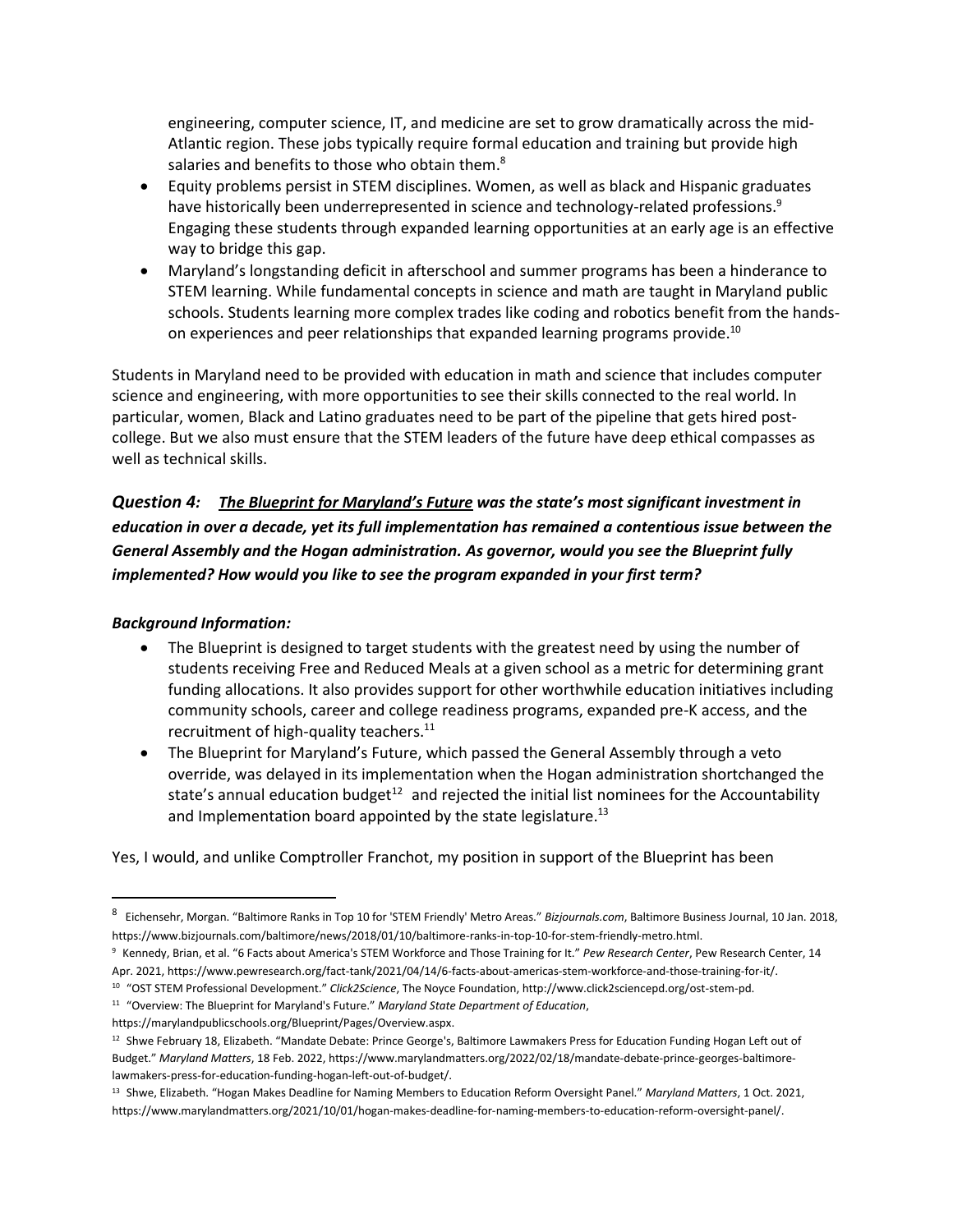engineering, computer science, IT, and medicine are set to grow dramatically across the mid-Atlantic region. These jobs typically require formal education and training but provide high salaries and benefits to those who obtain them.[8]

- Equity problems persist in STEM disciplines. Women, as well as black and Hispanic graduates have historically been underrepresented in science and technology-related professions.[9] Engaging these students through expanded learning opportunities at an early age is an effective way to bridge this gap.
- Maryland's longstanding deficit in afterschool and summer programs has been a hinderance to STEM learning. While fundamental concepts in science and math are taught in Maryland public schools. Students learning more complex trades like coding and robotics benefit from the hands-on experiences and peer relationships that expanded learning programs provide.[10]

Students in Maryland need to be provided with education in math and science that includes computer science and engineering, with more opportunities to see their skills connected to the real world. In particular, women, Black and Latino graduates need to be part of the pipeline that gets hired post-college. But we also must ensure that the STEM leaders of the future have deep ethical compasses as well as technical skills.

### *Question 4: __The Blueprint for Maryland's Future__ was the state's most significant investment in education in over a decade, yet its full implementation has remained a contentious issue between the General Assembly and the Hogan administration. As governor, would you see the Blueprint fully implemented? How would you like to see the program expanded in your first term?*

***Background Information:***

- The Blueprint is designed to target students with the greatest need by using the number of students receiving Free and Reduced Meals at a given school as a metric for determining grant funding allocations. It also provides support for other worthwhile education initiatives including community schools, career and college readiness programs, expanded pre-K access, and the recruitment of high-quality teachers.[11]
- The Blueprint for Maryland's Future, which passed the General Assembly through a veto override, was delayed in its implementation when the Hogan administration shortchanged the state's annual education budget[12] and rejected the initial list nominees for the Accountability and Implementation board appointed by the state legislature.[13]

Yes, I would, and unlike Comptroller Franchot, my position in support of the Blueprint has been

---

[8] Eichensehr, Morgan. "Baltimore Ranks in Top 10 for 'STEM Friendly' Metro Areas." *Bizjournals.com*, Baltimore Business Journal, 10 Jan. 2018, https://www.bizjournals.com/baltimore/news/2018/01/10/baltimore-ranks-in-top-10-for-stem-friendly-metro.html.

[9] Kennedy, Brian, et al. "6 Facts about America's STEM Workforce and Those Training for It." *Pew Research Center*, Pew Research Center, 14 Apr. 2021, https://www.pewresearch.org/fact-tank/2021/04/14/6-facts-about-americas-stem-workforce-and-those-training-for-it/.

[10] "OST STEM Professional Development." *Click2Science*, The Noyce Foundation, http://www.click2sciencepd.org/ost-stem-pd.

[11] "Overview: The Blueprint for Maryland's Future." *Maryland State Department of Education*, https://marylandpublicschools.org/Blueprint/Pages/Overview.aspx.

[12] Shwe February 18, Elizabeth. "Mandate Debate: Prince George's, Baltimore Lawmakers Press for Education Funding Hogan Left out of Budget." *Maryland Matters*, 18 Feb. 2022, https://www.marylandmatters.org/2022/02/18/mandate-debate-prince-georges-baltimore-lawmakers-press-for-education-funding-hogan-left-out-of-budget/.

[13] Shwe, Elizabeth. "Hogan Makes Deadline for Naming Members to Education Reform Oversight Panel." *Maryland Matters*, 1 Oct. 2021, https://www.marylandmatters.org/2021/10/01/hogan-makes-deadline-for-naming-members-to-education-reform-oversight-panel/.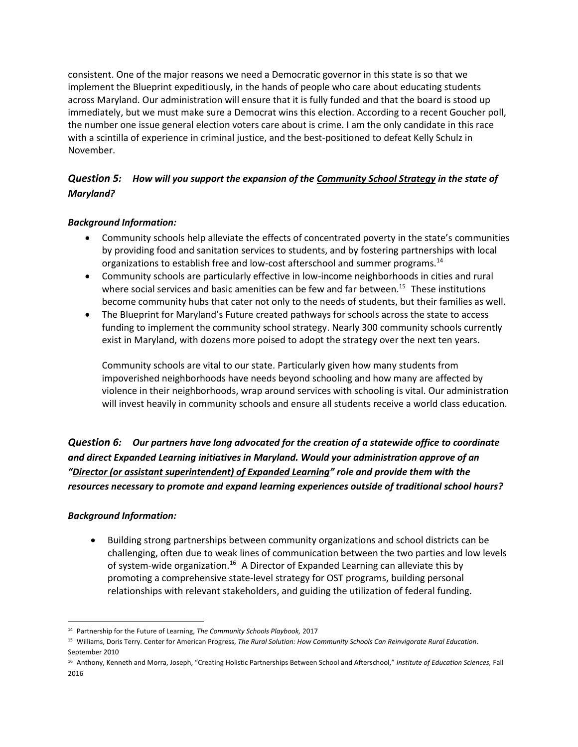consistent. One of the major reasons we need a Democratic governor in this state is so that we implement the Blueprint expeditiously, in the hands of people who care about educating students across Maryland. Our administration will ensure that it is fully funded and that the board is stood up immediately, but we must make sure a Democrat wins this election. According to a recent Goucher poll, the number one issue general election voters care about is crime. I am the only candidate in this race with a scintilla of experience in criminal justice, and the best-positioned to defeat Kelly Schulz in November.

### *Question 5: How will you support the expansion of the Community School Strategy in the state of Maryland?*

***Background Information:***

- Community schools help alleviate the effects of concentrated poverty in the state's communities by providing food and sanitation services to students, and by fostering partnerships with local organizations to establish free and low-cost afterschool and summer programs.[14]
- Community schools are particularly effective in low-income neighborhoods in cities and rural where social services and basic amenities can be few and far between.[15] These institutions become community hubs that cater not only to the needs of students, but their families as well.
- The Blueprint for Maryland's Future created pathways for schools across the state to access funding to implement the community school strategy. Nearly 300 community schools currently exist in Maryland, with dozens more poised to adopt the strategy over the next ten years.

  Community schools are vital to our state. Particularly given how many students from impoverished neighborhoods have needs beyond schooling and how many are affected by violence in their neighborhoods, wrap around services with schooling is vital. Our administration will invest heavily in community schools and ensure all students receive a world class education.

### *Question 6: Our partners have long advocated for the creation of a statewide office to coordinate and direct Expanded Learning initiatives in Maryland. Would your administration approve of an "Director (or assistant superintendent) of Expanded Learning" role and provide them with the resources necessary to promote and expand learning experiences outside of traditional school hours?*

***Background Information:***

- Building strong partnerships between community organizations and school districts can be challenging, often due to weak lines of communication between the two parties and low levels of system-wide organization.[16] A Director of Expanded Learning can alleviate this by promoting a comprehensive state-level strategy for OST programs, building personal relationships with relevant stakeholders, and guiding the utilization of federal funding.

---

[14] Partnership for the Future of Learning, *The Community Schools Playbook,* 2017

[15] Williams, Doris Terry. Center for American Progress, *The Rural Solution: How Community Schools Can Reinvigorate Rural Education*. September 2010

[16] Anthony, Kenneth and Morra, Joseph, "Creating Holistic Partnerships Between School and Afterschool," *Institute of Education Sciences,* Fall 2016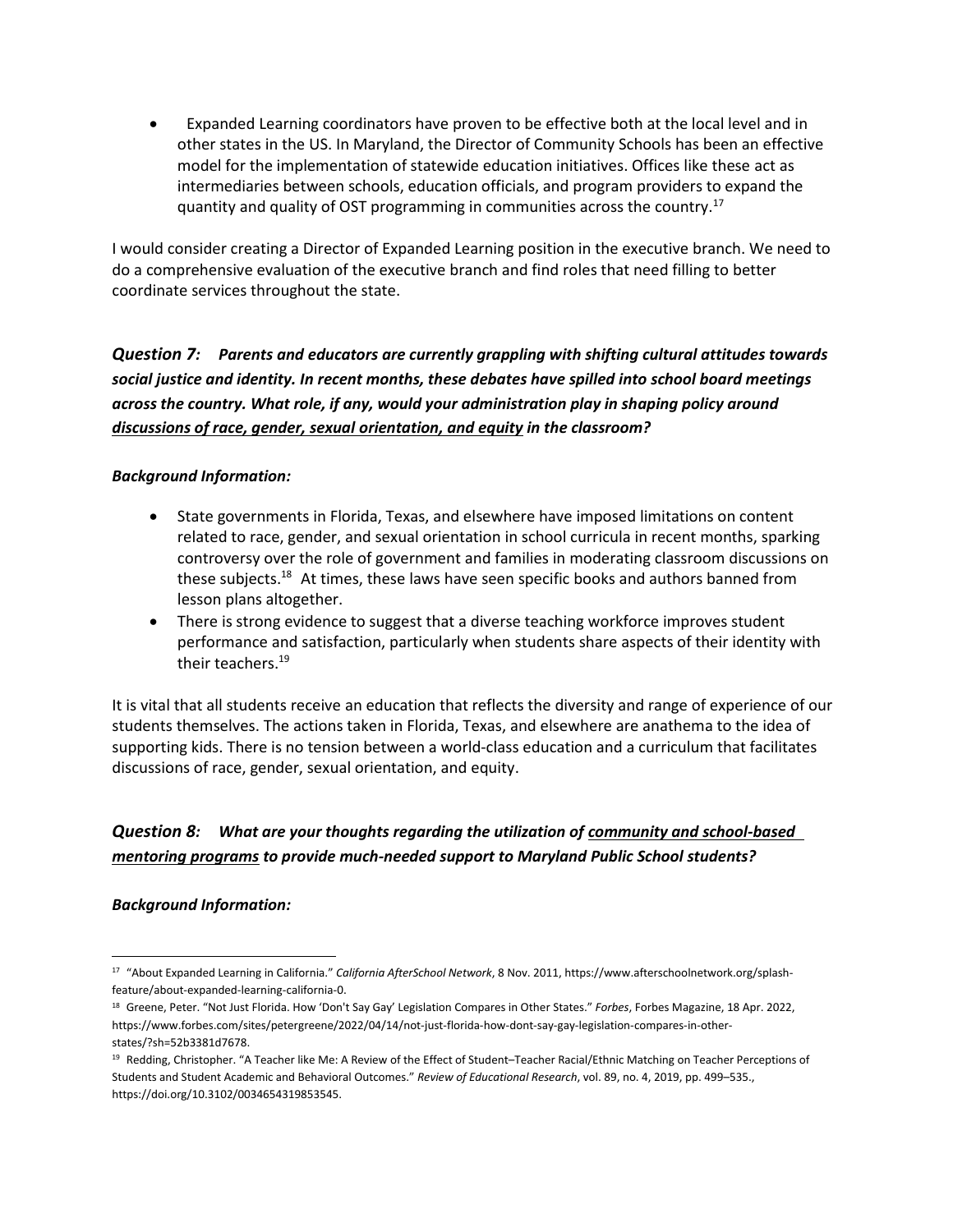- Expanded Learning coordinators have proven to be effective both at the local level and in other states in the US. In Maryland, the Director of Community Schools has been an effective model for the implementation of statewide education initiatives. Offices like these act as intermediaries between schools, education officials, and program providers to expand the quantity and quality of OST programming in communities across the country.[17]

I would consider creating a Director of Expanded Learning position in the executive branch. We need to do a comprehensive evaluation of the executive branch and find roles that need filling to better coordinate services throughout the state.

***Question 7:*** ***Parents and educators are currently grappling with shifting cultural attitudes towards social justice and identity. In recent months, these debates have spilled into school board meetings across the country. What role, if any, would your administration play in shaping policy around <u>discussions of race, gender, sexual orientation, and equity</u> in the classroom?***

***Background Information:***

- State governments in Florida, Texas, and elsewhere have imposed limitations on content related to race, gender, and sexual orientation in school curricula in recent months, sparking controversy over the role of government and families in moderating classroom discussions on these subjects.[18] At times, these laws have seen specific books and authors banned from lesson plans altogether.
- There is strong evidence to suggest that a diverse teaching workforce improves student performance and satisfaction, particularly when students share aspects of their identity with their teachers.[19]

It is vital that all students receive an education that reflects the diversity and range of experience of our students themselves. The actions taken in Florida, Texas, and elsewhere are anathema to the idea of supporting kids. There is no tension between a world-class education and a curriculum that facilitates discussions of race, gender, sexual orientation, and equity.

***Question 8:*** ***What are your thoughts regarding the utilization of <u>community and school-based mentoring programs</u> to provide much-needed support to Maryland Public School students?***

***Background Information:***

---

[17] "About Expanded Learning in California." *California AfterSchool Network*, 8 Nov. 2011, https://www.afterschoolnetwork.org/splash-feature/about-expanded-learning-california-0.

[18] Greene, Peter. "Not Just Florida. How 'Don't Say Gay' Legislation Compares in Other States." *Forbes*, Forbes Magazine, 18 Apr. 2022, https://www.forbes.com/sites/petergreene/2022/04/14/not-just-florida-how-dont-say-gay-legislation-compares-in-other-states/?sh=52b3381d7678.

[19] Redding, Christopher. "A Teacher like Me: A Review of the Effect of Student–Teacher Racial/Ethnic Matching on Teacher Perceptions of Students and Student Academic and Behavioral Outcomes." *Review of Educational Research*, vol. 89, no. 4, 2019, pp. 499–535., https://doi.org/10.3102/0034654319853545.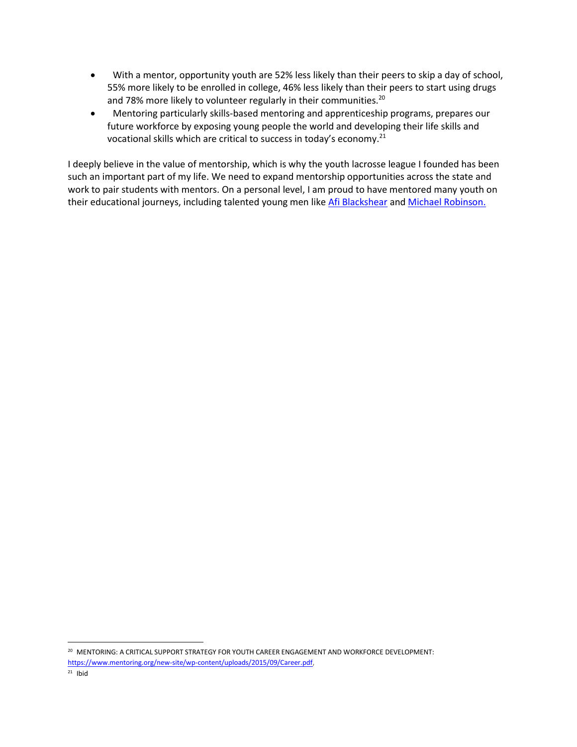- With a mentor, opportunity youth are 52% less likely than their peers to skip a day of school, 55% more likely to be enrolled in college, 46% less likely than their peers to start using drugs and 78% more likely to volunteer regularly in their communities.[20]
- Mentoring particularly skills-based mentoring and apprenticeship programs, prepares our future workforce by exposing young people the world and developing their life skills and vocational skills which are critical to success in today's economy.[21]

I deeply believe in the value of mentorship, which is why the youth lacrosse league I founded has been such an important part of my life. We need to expand mentorship opportunities across the state and work to pair students with mentors. On a personal level, I am proud to have mentored many youth on their educational journeys, including talented young men like Afi Blackshear and Michael Robinson.

---

[20] MENTORING: A CRITICAL SUPPORT STRATEGY FOR YOUTH CAREER ENGAGEMENT AND WORKFORCE DEVELOPMENT: https://www.mentoring.org/new-site/wp-content/uploads/2015/09/Career.pdf,

[21] Ibid